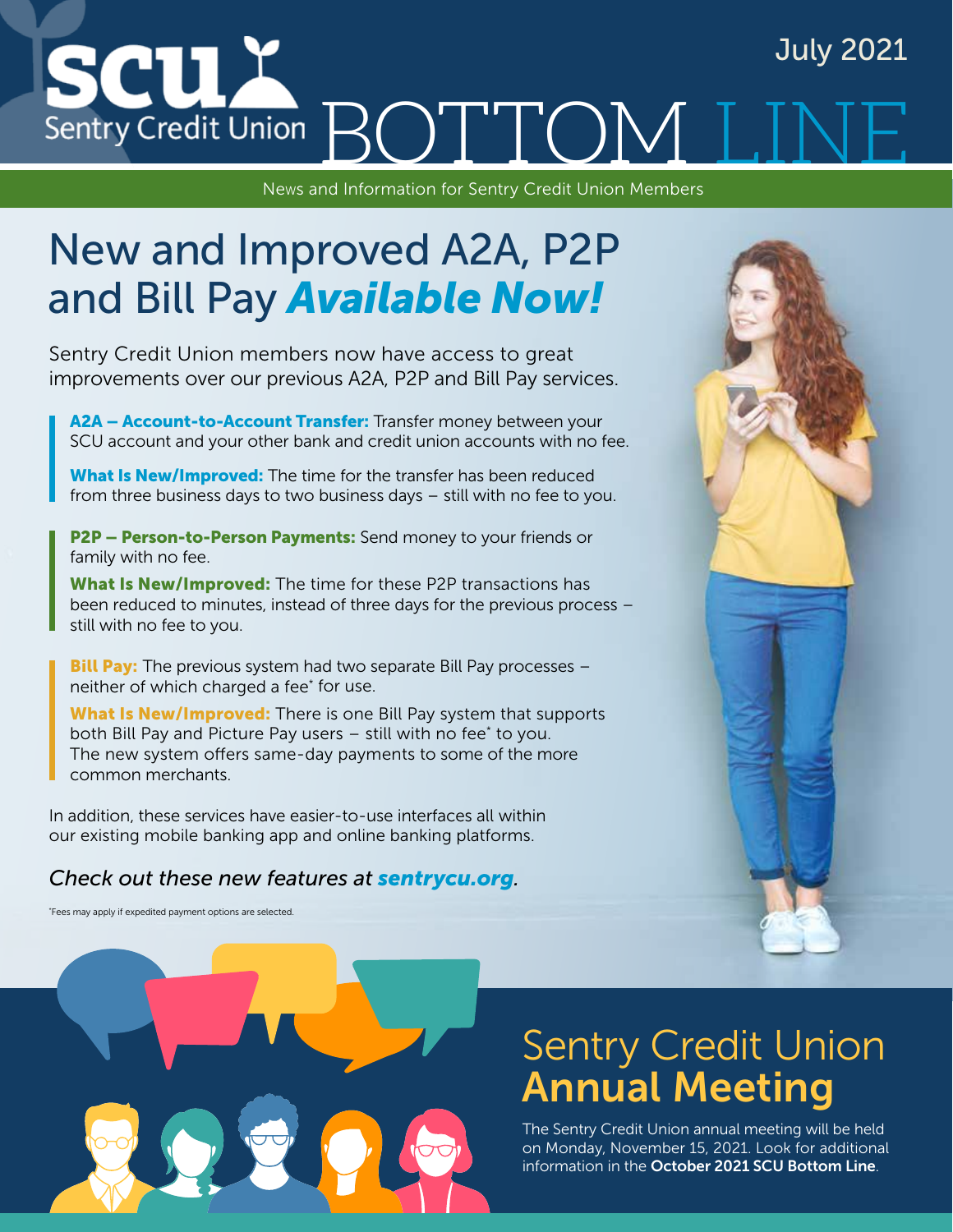SCU Sentry Credit Union BOTTOM LINE

July 2021

News and Information for Sentry Credit Union Members

# New and Improved A2A, P2P and Bill Pay *Available Now!*

Sentry Credit Union members now have access to great improvements over our previous A2A, P2P and Bill Pay services.

**A2A – Account-to-Account Transfer:** Transfer money between your SCU account and your other bank and credit union accounts with no fee.

**What Is New/Improved:** The time for the transfer has been reduced from three business days to two business days – still with no fee to you.

**P2P – Person-to-Person Payments:** Send money to your friends or family with no fee.

**What Is New/Improved:** The time for these P2P transactions has been reduced to minutes, instead of three days for the previous process – still with no fee to you.

**Bill Pay:** The previous system had two separate Bill Pay processes – neither of which charged a fee* for use.

**What Is New/Improved:** There is one Bill Pay system that supports both Bill Pay and Picture Pay users – still with no fee* to you. The new system offers same-day payments to some of the more common merchants.

In addition, these services have easier-to-use interfaces all within our existing mobile banking app and online banking platforms.

*Check out these new features at* ***sentrycu.org****.*

*Fees may apply if expedited payment options are selected.

## Sentry Credit Union **Annual Meeting**

The Sentry Credit Union annual meeting will be held on Monday, November 15, 2021. Look for additional information in the **October 2021 SCU Bottom Line**.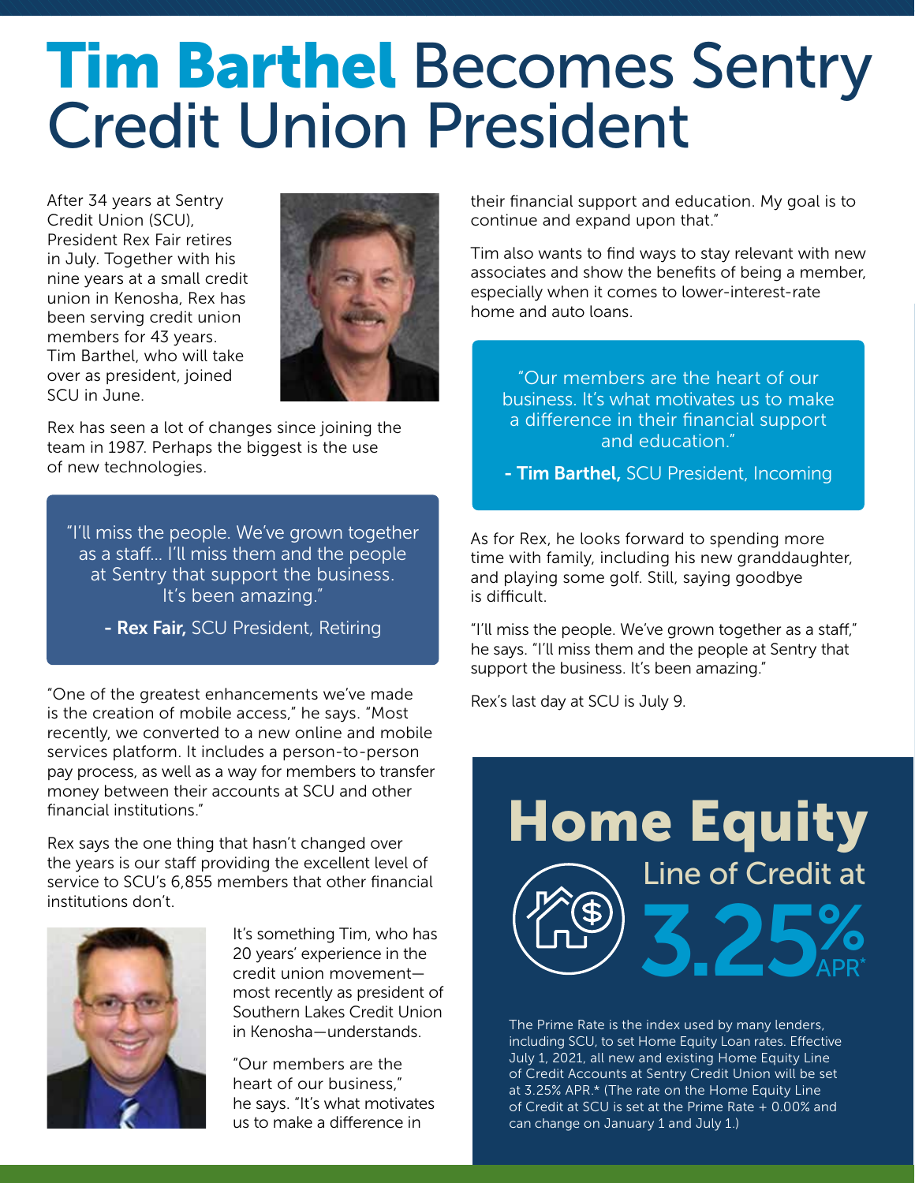# Tim Barthel Becomes Sentry Credit Union President

After 34 years at Sentry Credit Union (SCU), President Rex Fair retires in July. Together with his nine years at a small credit union in Kenosha, Rex has been serving credit union members for 43 years. Tim Barthel, who will take over as president, joined SCU in June.

Rex has seen a lot of changes since joining the team in 1987. Perhaps the biggest is the use of new technologies.

> "I'll miss the people. We've grown together as a staff… I'll miss them and the people at Sentry that support the business. It's been amazing."
>
> **- Rex Fair,** SCU President, Retiring

"One of the greatest enhancements we've made is the creation of mobile access," he says. "Most recently, we converted to a new online and mobile services platform. It includes a person-to-person pay process, as well as a way for members to transfer money between their accounts at SCU and other financial institutions."

Rex says the one thing that hasn't changed over the years is our staff providing the excellent level of service to SCU's 6,855 members that other financial institutions don't.

It's something Tim, who has 20 years' experience in the credit union movement—most recently as president of Southern Lakes Credit Union in Kenosha—understands.

"Our members are the heart of our business," he says. "It's what motivates us to make a difference in their financial support and education. My goal is to continue and expand upon that."

Tim also wants to find ways to stay relevant with new associates and show the benefits of being a member, especially when it comes to lower-interest-rate home and auto loans.

> "Our members are the heart of our business. It's what motivates us to make a difference in their financial support and education."
>
> **- Tim Barthel,** SCU President, Incoming

As for Rex, he looks forward to spending more time with family, including his new granddaughter, and playing some golf. Still, saying goodbye is difficult.

"I'll miss the people. We've grown together as a staff," he says. "I'll miss them and the people at Sentry that support the business. It's been amazing."

Rex's last day at SCU is July 9.

## Home Equity

### Line of Credit at 3.25% APR*

The Prime Rate is the index used by many lenders, including SCU, to set Home Equity Loan rates. Effective July 1, 2021, all new and existing Home Equity Line of Credit Accounts at Sentry Credit Union will be set at 3.25% APR.* (The rate on the Home Equity Line of Credit at SCU is set at the Prime Rate + 0.00% and can change on January 1 and July 1.)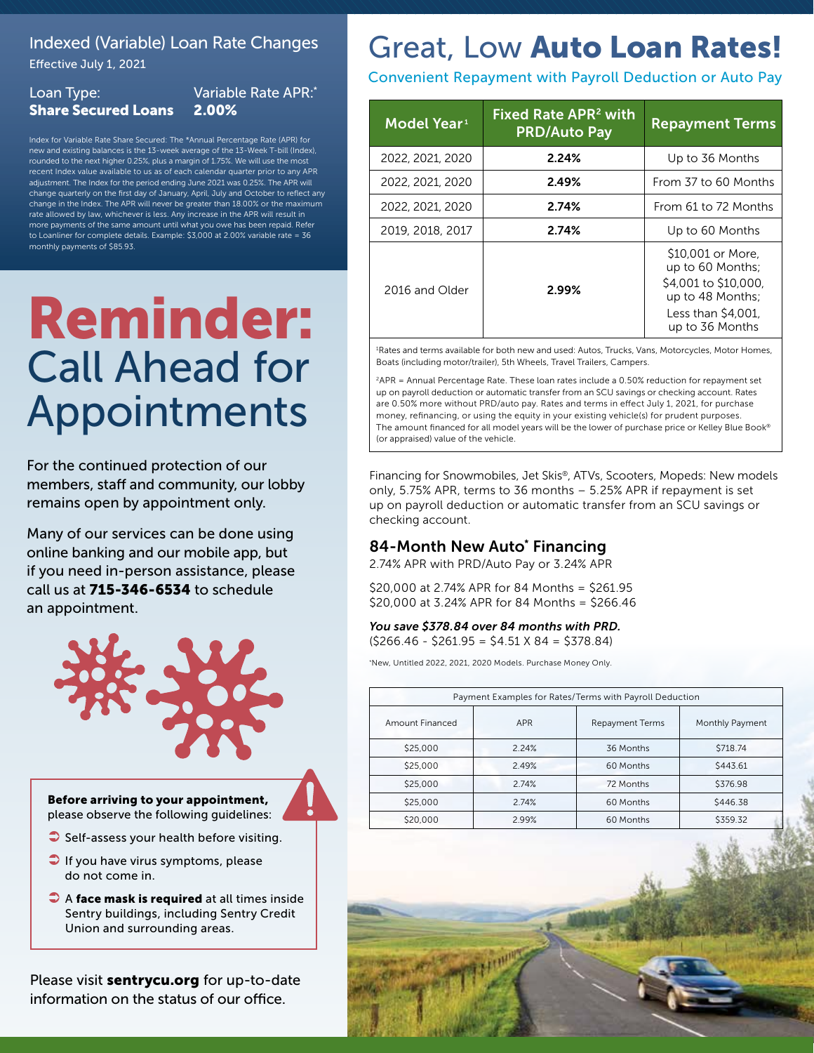## Indexed (Variable) Loan Rate Changes

Effective July 1, 2021

| Loan Type: | Variable Rate APR:* |
|---|---|
| **Share Secured Loans** | **2.00%** |

Index for Variable Rate Share Secured: The *Annual Percentage Rate (APR) for new and existing balances is the 13-week average of the 13-Week T-bill (Index), rounded to the next higher 0.25%, plus a margin of 1.75%. We will use the most recent Index value available to us as of each calendar quarter prior to any APR adjustment. The Index for the period ending June 2021 was 0.25%. The APR will change quarterly on the first day of January, April, July and October to reflect any change in the Index. The APR will never be greater than 18.00% or the maximum rate allowed by law, whichever is less. Any increase in the APR will result in more payments of the same amount until what you owe has been repaid. Refer to Loanliner for complete details. Example: $3,000 at 2.00% variable rate = 36 monthly payments of $85.93.

# Reminder: Call Ahead for Appointments

For the continued protection of our members, staff and community, our lobby remains open by appointment only.

Many of our services can be done using online banking and our mobile app, but if you need in-person assistance, please call us at **715-346-6534** to schedule an appointment.

**Before arriving to your appointment,** please observe the following guidelines:

- Self-assess your health before visiting.
- If you have virus symptoms, please do not come in.
- A **face mask is required** at all times inside Sentry buildings, including Sentry Credit Union and surrounding areas.

Please visit **sentrycu.org** for up-to-date information on the status of our office.

# Great, Low **Auto Loan Rates!**

### Convenient Repayment with Payroll Deduction or Auto Pay

| Model Year[1] | Fixed Rate APR[2] with PRD/Auto Pay | Repayment Terms |
|---|---|---|
| 2022, 2021, 2020 | **2.24%** | Up to 36 Months |
| 2022, 2021, 2020 | **2.49%** | From 37 to 60 Months |
| 2022, 2021, 2020 | **2.74%** | From 61 to 72 Months |
| 2019, 2018, 2017 | **2.74%** | Up to 60 Months |
| 2016 and Older | **2.99%** | $10,001 or More, up to 60 Months; $4,001 to $10,000, up to 48 Months; Less than $4,001, up to 36 Months |

[1]Rates and terms available for both new and used: Autos, Trucks, Vans, Motorcycles, Motor Homes, Boats (including motor/trailer), 5th Wheels, Travel Trailers, Campers.

[2]APR = Annual Percentage Rate. These loan rates include a 0.50% reduction for repayment set up on payroll deduction or automatic transfer from an SCU savings or checking account. Rates are 0.50% more without PRD/auto pay. Rates and terms in effect July 1, 2021, for purchase money, refinancing, or using the equity in your existing vehicle(s) for prudent purposes. The amount financed for all model years will be the lower of purchase price or Kelley Blue Book® (or appraised) value of the vehicle.

Financing for Snowmobiles, Jet Skis®, ATVs, Scooters, Mopeds: New models only, 5.75% APR, terms to 36 months – 5.25% APR if repayment is set up on payroll deduction or automatic transfer from an SCU savings or checking account.

## 84-Month New Auto* Financing

2.74% APR with PRD/Auto Pay or 3.24% APR

$20,000 at 2.74% APR for 84 Months = $261.95
$20,000 at 3.24% APR for 84 Months = $266.46

***You save $378.84 over 84 months with PRD.***
($266.46 - $261.95 = $4.51 X 84 = $378.84)

*New, Untitled 2022, 2021, 2020 Models. Purchase Money Only.

Payment Examples for Rates/Terms with Payroll Deduction

| Amount Financed | APR | Repayment Terms | Monthly Payment |
|---|---|---|---|
| $25,000 | 2.24% | 36 Months | $718.74 |
| $25,000 | 2.49% | 60 Months | $443.61 |
| $25,000 | 2.74% | 72 Months | $376.98 |
| $25,000 | 2.74% | 60 Months | $446.38 |
| $20,000 | 2.99% | 60 Months | $359.32 |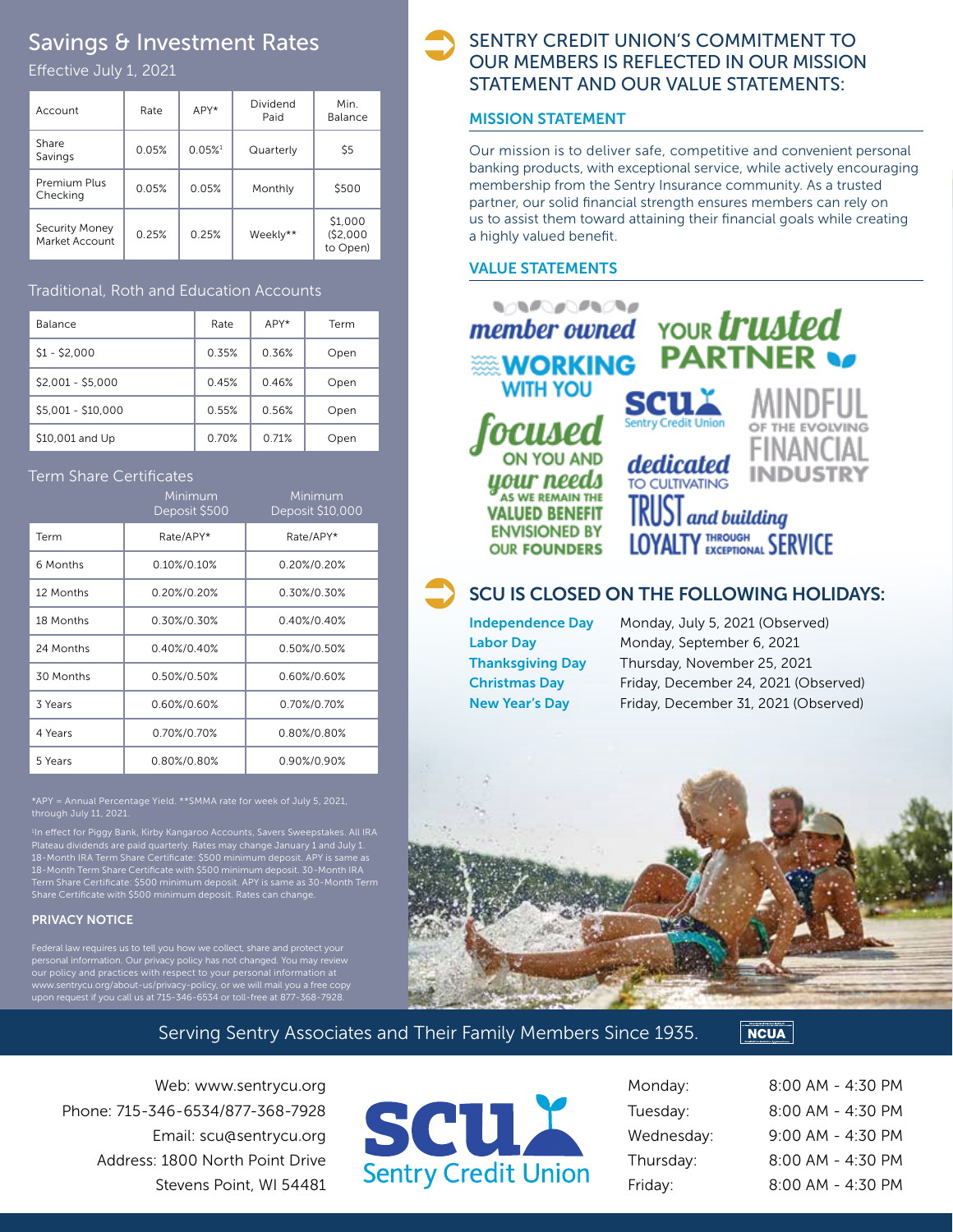## Savings & Investment Rates

Effective July 1, 2021

| Account | Rate | APY* | Dividend Paid | Min. Balance |
|---|---|---|---|---|
| Share Savings | 0.05% | 0.05%[1] | Quarterly | $5 |
| Premium Plus Checking | 0.05% | 0.05% | Monthly | $500 |
| Security Money Market Account | 0.25% | 0.25% | Weekly** | $1,000 ($2,000 to Open) |

### Traditional, Roth and Education Accounts

| Balance | Rate | APY* | Term |
|---|---|---|---|
| $1 - $2,000 | 0.35% | 0.36% | Open |
| $2,001 - $5,000 | 0.45% | 0.46% | Open |
| $5,001 - $10,000 | 0.55% | 0.56% | Open |
| $10,001 and Up | 0.70% | 0.71% | Open |

### Term Share Certificates

| | Minimum Deposit $500 | Minimum Deposit $10,000 |
|---|---|---|
| Term | Rate/APY* | Rate/APY* |
| 6 Months | 0.10%/0.10% | 0.20%/0.20% |
| 12 Months | 0.20%/0.20% | 0.30%/0.30% |
| 18 Months | 0.30%/0.30% | 0.40%/0.40% |
| 24 Months | 0.40%/0.40% | 0.50%/0.50% |
| 30 Months | 0.50%/0.50% | 0.60%/0.60% |
| 3 Years | 0.60%/0.60% | 0.70%/0.70% |
| 4 Years | 0.70%/0.70% | 0.80%/0.80% |
| 5 Years | 0.80%/0.80% | 0.90%/0.90% |

*APY = Annual Percentage Yield. **SMMA rate for week of July 5, 2021, through July 11, 2021.

[1]In effect for Piggy Bank, Kirby Kangaroo Accounts, Savers Sweepstakes. All IRA Plateau dividends are paid quarterly. Rates may change January 1 and July 1. 18-Month IRA Term Share Certificate: $500 minimum deposit. APY is same as 18-Month Term Share Certificate with $500 minimum deposit. 30-Month IRA Term Share Certificate: $500 minimum deposit. APY is same as 30-Month Term Share Certificate with $500 minimum deposit. Rates can change.

### PRIVACY NOTICE

Federal law requires us to tell you how we collect, share and protect your personal information. Our privacy policy has not changed. You may review our policy and practices with respect to your personal information at www.sentrycu.org/about-us/privacy-policy, or we will mail you a free copy upon request if you call us at 715-346-6534 or toll-free at 877-368-7928.

## SENTRY CREDIT UNION'S COMMITMENT TO OUR MEMBERS IS REFLECTED IN OUR MISSION STATEMENT AND OUR VALUE STATEMENTS:

### MISSION STATEMENT

Our mission is to deliver safe, competitive and convenient personal banking products, with exceptional service, while actively encouraging membership from the Sentry Insurance community. As a trusted partner, our solid financial strength ensures members can rely on us to assist them toward attaining their financial goals while creating a highly valued benefit.

### VALUE STATEMENTS

member owned
WORKING WITH YOU
focused ON YOU AND your needs AS WE REMAIN THE VALUED BENEFIT ENVISIONED BY OUR FOUNDERS
YOUR trusted PARTNER
SCU Sentry Credit Union
MINDFUL OF THE EVOLVING FINANCIAL INDUSTRY
dedicated TO CULTIVATING TRUST and building LOYALTY THROUGH EXCEPTIONAL SERVICE

## SCU IS CLOSED ON THE FOLLOWING HOLIDAYS:

| | |
|---|---|
| **Independence Day** | Monday, July 5, 2021 (Observed) |
| **Labor Day** | Monday, September 6, 2021 |
| **Thanksgiving Day** | Thursday, November 25, 2021 |
| **Christmas Day** | Friday, December 24, 2021 (Observed) |
| **New Year's Day** | Friday, December 31, 2021 (Observed) |

Serving Sentry Associates and Their Family Members Since 1935.

NCUA

Web: www.sentrycu.org
Phone: 715-346-6534/877-368-7928
Email: scu@sentrycu.org
Address: 1800 North Point Drive
Stevens Point, WI 54481

SCU Sentry Credit Union

| | |
|---|---|
| Monday: | 8:00 AM - 4:30 PM |
| Tuesday: | 8:00 AM - 4:30 PM |
| Wednesday: | 9:00 AM - 4:30 PM |
| Thursday: | 8:00 AM - 4:30 PM |
| Friday: | 8:00 AM - 4:30 PM |